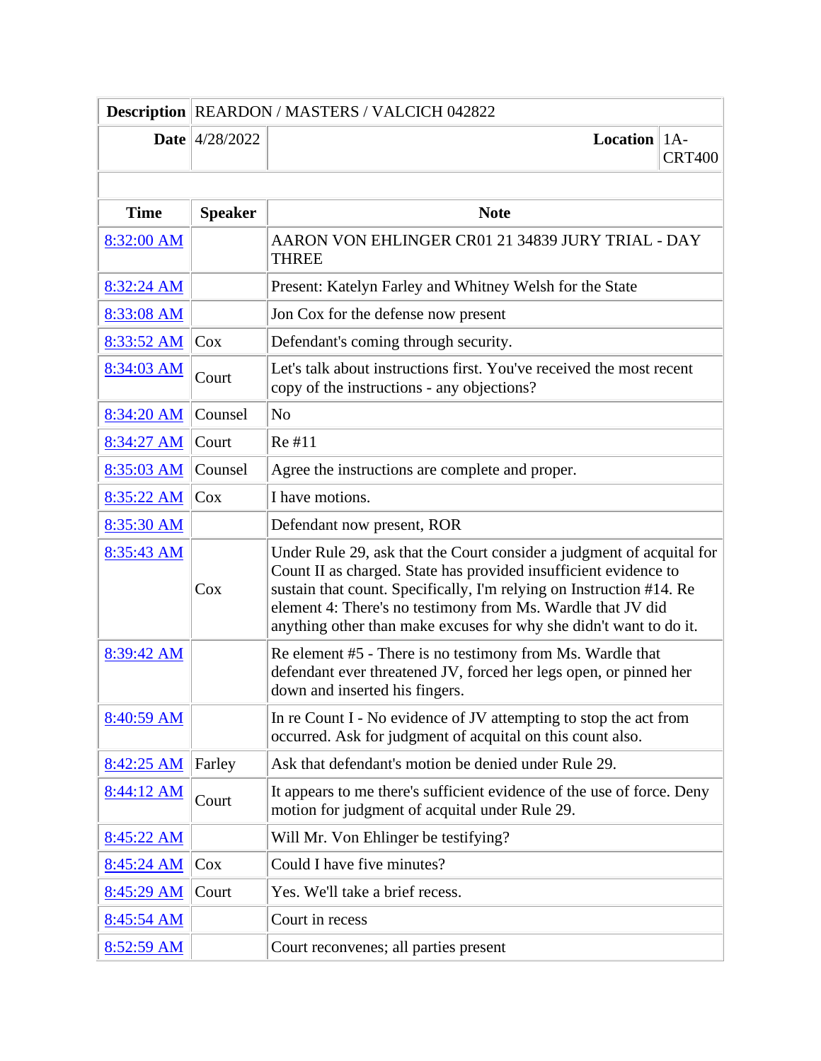| Description | REARDON / MASTERS / VALCICH 042822 | | |
|---|---|---|---|
| Date | 4/28/2022 | Location | 1A-CRT400 |

| Time | Speaker | Note |
|---|---|---|
| 8:32:00 AM | | AARON VON EHLINGER CR01 21 34839 JURY TRIAL - DAY THREE |
| 8:32:24 AM | | Present: Katelyn Farley and Whitney Welsh for the State |
| 8:33:08 AM | | Jon Cox for the defense now present |
| 8:33:52 AM | Cox | Defendant's coming through security. |
| 8:34:03 AM | Court | Let's talk about instructions first. You've received the most recent copy of the instructions - any objections? |
| 8:34:20 AM | Counsel | No |
| 8:34:27 AM | Court | Re #11 |
| 8:35:03 AM | Counsel | Agree the instructions are complete and proper. |
| 8:35:22 AM | Cox | I have motions. |
| 8:35:30 AM | | Defendant now present, ROR |
| 8:35:43 AM | Cox | Under Rule 29, ask that the Court consider a judgment of acquital for Count II as charged. State has provided insufficient evidence to sustain that count. Specifically, I'm relying on Instruction #14. Re element 4: There's no testimony from Ms. Wardle that JV did anything other than make excuses for why she didn't want to do it. |
| 8:39:42 AM | | Re element #5 - There is no testimony from Ms. Wardle that defendant ever threatened JV, forced her legs open, or pinned her down and inserted his fingers. |
| 8:40:59 AM | | In re Count I - No evidence of JV attempting to stop the act from occurred. Ask for judgment of acquital on this count also. |
| 8:42:25 AM | Farley | Ask that defendant's motion be denied under Rule 29. |
| 8:44:12 AM | Court | It appears to me there's sufficient evidence of the use of force. Deny motion for judgment of acquital under Rule 29. |
| 8:45:22 AM | | Will Mr. Von Ehlinger be testifying? |
| 8:45:24 AM | Cox | Could I have five minutes? |
| 8:45:29 AM | Court | Yes. We'll take a brief recess. |
| 8:45:54 AM | | Court in recess |
| 8:52:59 AM | | Court reconvenes; all parties present |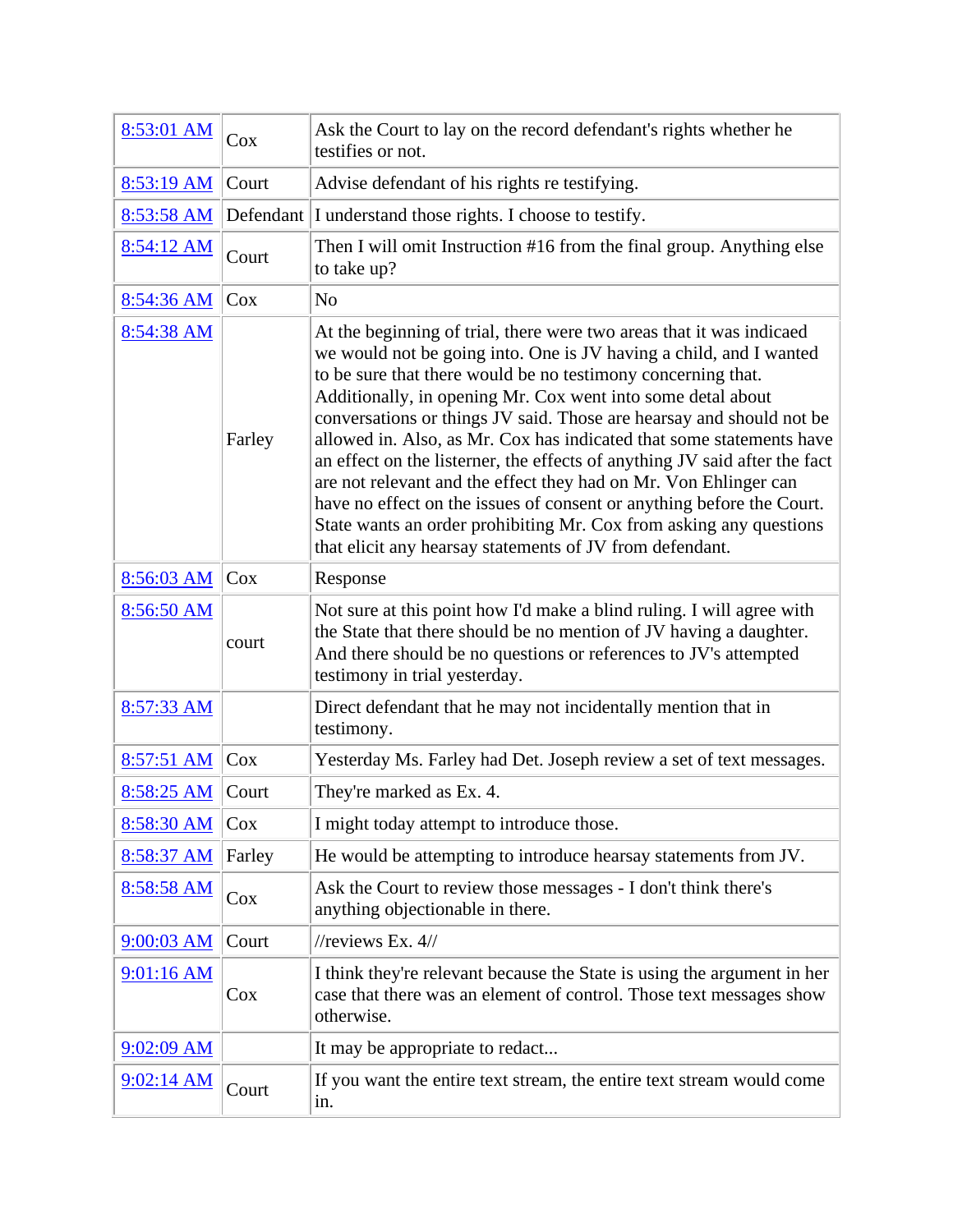| | | |
|---|---|---|
| 8:53:01 AM | Cox | Ask the Court to lay on the record defendant's rights whether he testifies or not. |
| 8:53:19 AM | Court | Advise defendant of his rights re testifying. |
| 8:53:58 AM | Defendant | I understand those rights. I choose to testify. |
| 8:54:12 AM | Court | Then I will omit Instruction #16 from the final group. Anything else to take up? |
| 8:54:36 AM | Cox | No |
| 8:54:38 AM | Farley | At the beginning of trial, there were two areas that it was indicaed we would not be going into. One is JV having a child, and I wanted to be sure that there would be no testimony concerning that. Additionally, in opening Mr. Cox went into some detal about conversations or things JV said. Those are hearsay and should not be allowed in. Also, as Mr. Cox has indicated that some statements have an effect on the listener, the effects of anything JV said after the fact are not relevant and the effect they had on Mr. Von Ehlinger can have no effect on the issues of consent or anything before the Court. State wants an order prohibiting Mr. Cox from asking any questions that elicit any hearsay statements of JV from defendant. |
| 8:56:03 AM | Cox | Response |
| 8:56:50 AM | court | Not sure at this point how I'd make a blind ruling. I will agree with the State that there should be no mention of JV having a daughter. And there should be no questions or references to JV's attempted testimony in trial yesterday. |
| 8:57:33 AM | | Direct defendant that he may not incidentally mention that in testimony. |
| 8:57:51 AM | Cox | Yesterday Ms. Farley had Det. Joseph review a set of text messages. |
| 8:58:25 AM | Court | They're marked as Ex. 4. |
| 8:58:30 AM | Cox | I might today attempt to introduce those. |
| 8:58:37 AM | Farley | He would be attempting to introduce hearsay statements from JV. |
| 8:58:58 AM | Cox | Ask the Court to review those messages - I don't think there's anything objectionable in there. |
| 9:00:03 AM | Court | //reviews Ex. 4// |
| 9:01:16 AM | Cox | I think they're relevant because the State is using the argument in her case that there was an element of control. Those text messages show otherwise. |
| 9:02:09 AM | | It may be appropriate to redact... |
| 9:02:14 AM | Court | If you want the entire text stream, the entire text stream would come in. |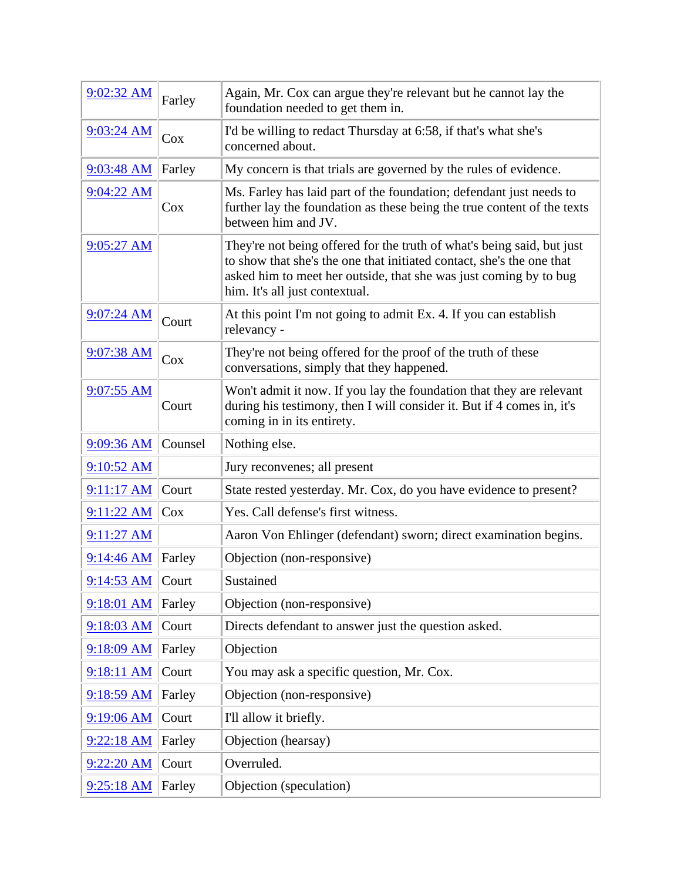| | | |
|---|---|---|
| 9:02:32 AM | Farley | Again, Mr. Cox can argue they're relevant but he cannot lay the foundation needed to get them in. |
| 9:03:24 AM | Cox | I'd be willing to redact Thursday at 6:58, if that's what she's concerned about. |
| 9:03:48 AM | Farley | My concern is that trials are governed by the rules of evidence. |
| 9:04:22 AM | Cox | Ms. Farley has laid part of the foundation; defendant just needs to further lay the foundation as these being the true content of the texts between him and JV. |
| 9:05:27 AM | | They're not being offered for the truth of what's being said, but just to show that she's the one that initiated contact, she's the one that asked him to meet her outside, that she was just coming by to bug him. It's all just contextual. |
| 9:07:24 AM | Court | At this point I'm not going to admit Ex. 4. If you can establish relevancy - |
| 9:07:38 AM | Cox | They're not being offered for the proof of the truth of these conversations, simply that they happened. |
| 9:07:55 AM | Court | Won't admit it now. If you lay the foundation that they are relevant during his testimony, then I will consider it. But if 4 comes in, it's coming in in its entirety. |
| 9:09:36 AM | Counsel | Nothing else. |
| 9:10:52 AM | | Jury reconvenes; all present |
| 9:11:17 AM | Court | State rested yesterday. Mr. Cox, do you have evidence to present? |
| 9:11:22 AM | Cox | Yes. Call defense's first witness. |
| 9:11:27 AM | | Aaron Von Ehlinger (defendant) sworn; direct examination begins. |
| 9:14:46 AM | Farley | Objection (non-responsive) |
| 9:14:53 AM | Court | Sustained |
| 9:18:01 AM | Farley | Objection (non-responsive) |
| 9:18:03 AM | Court | Directs defendant to answer just the question asked. |
| 9:18:09 AM | Farley | Objection |
| 9:18:11 AM | Court | You may ask a specific question, Mr. Cox. |
| 9:18:59 AM | Farley | Objection (non-responsive) |
| 9:19:06 AM | Court | I'll allow it briefly. |
| 9:22:18 AM | Farley | Objection (hearsay) |
| 9:22:20 AM | Court | Overruled. |
| 9:25:18 AM | Farley | Objection (speculation) |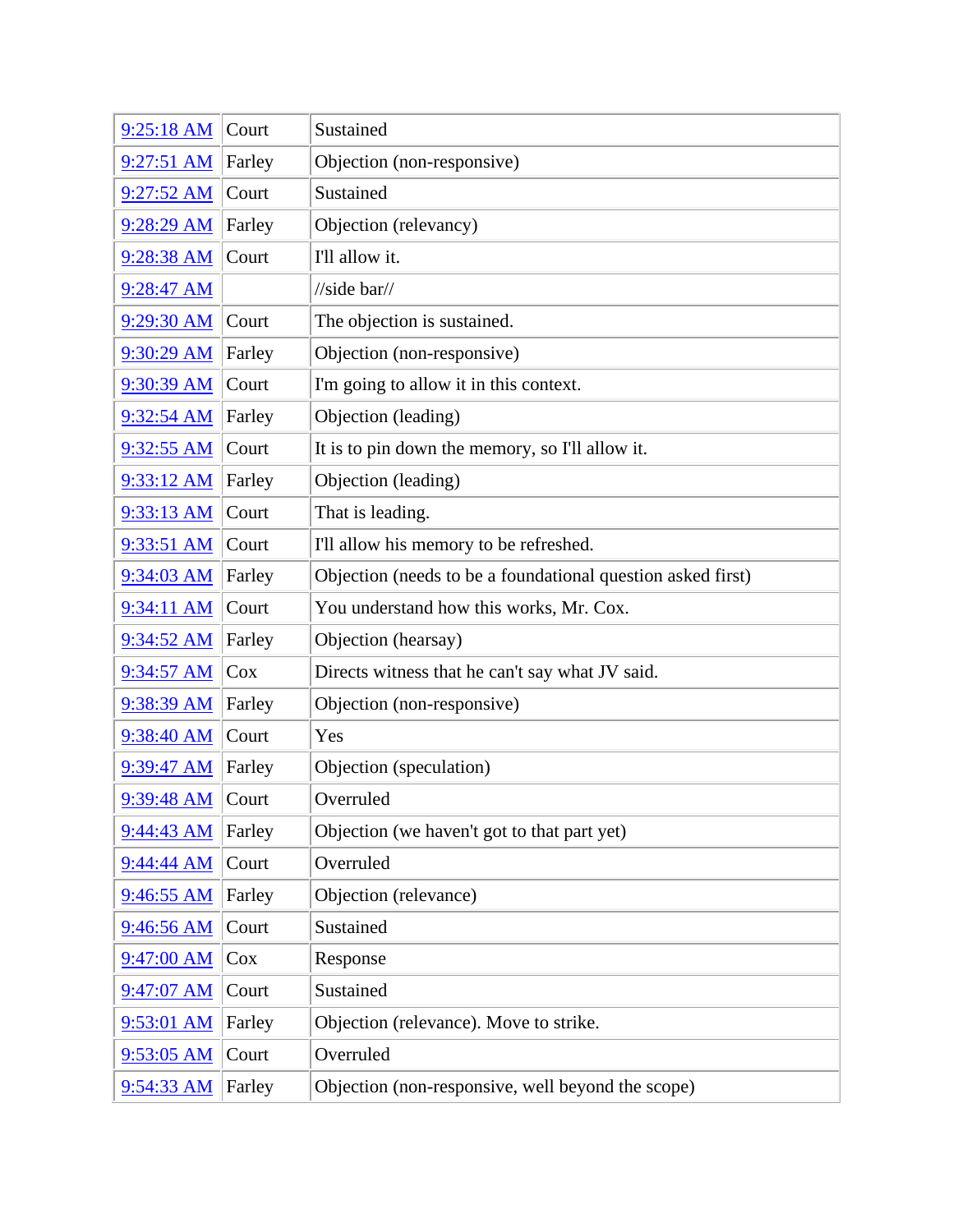| | | |
|---|---|---|
| 9:25:18 AM | Court | Sustained |
| 9:27:51 AM | Farley | Objection (non-responsive) |
| 9:27:52 AM | Court | Sustained |
| 9:28:29 AM | Farley | Objection (relevancy) |
| 9:28:38 AM | Court | I'll allow it. |
| 9:28:47 AM | | //side bar// |
| 9:29:30 AM | Court | The objection is sustained. |
| 9:30:29 AM | Farley | Objection (non-responsive) |
| 9:30:39 AM | Court | I'm going to allow it in this context. |
| 9:32:54 AM | Farley | Objection (leading) |
| 9:32:55 AM | Court | It is to pin down the memory, so I'll allow it. |
| 9:33:12 AM | Farley | Objection (leading) |
| 9:33:13 AM | Court | That is leading. |
| 9:33:51 AM | Court | I'll allow his memory to be refreshed. |
| 9:34:03 AM | Farley | Objection (needs to be a foundational question asked first) |
| 9:34:11 AM | Court | You understand how this works, Mr. Cox. |
| 9:34:52 AM | Farley | Objection (hearsay) |
| 9:34:57 AM | Cox | Directs witness that he can't say what JV said. |
| 9:38:39 AM | Farley | Objection (non-responsive) |
| 9:38:40 AM | Court | Yes |
| 9:39:47 AM | Farley | Objection (speculation) |
| 9:39:48 AM | Court | Overruled |
| 9:44:43 AM | Farley | Objection (we haven't got to that part yet) |
| 9:44:44 AM | Court | Overruled |
| 9:46:55 AM | Farley | Objection (relevance) |
| 9:46:56 AM | Court | Sustained |
| 9:47:00 AM | Cox | Response |
| 9:47:07 AM | Court | Sustained |
| 9:53:01 AM | Farley | Objection (relevance). Move to strike. |
| 9:53:05 AM | Court | Overruled |
| 9:54:33 AM | Farley | Objection (non-responsive, well beyond the scope) |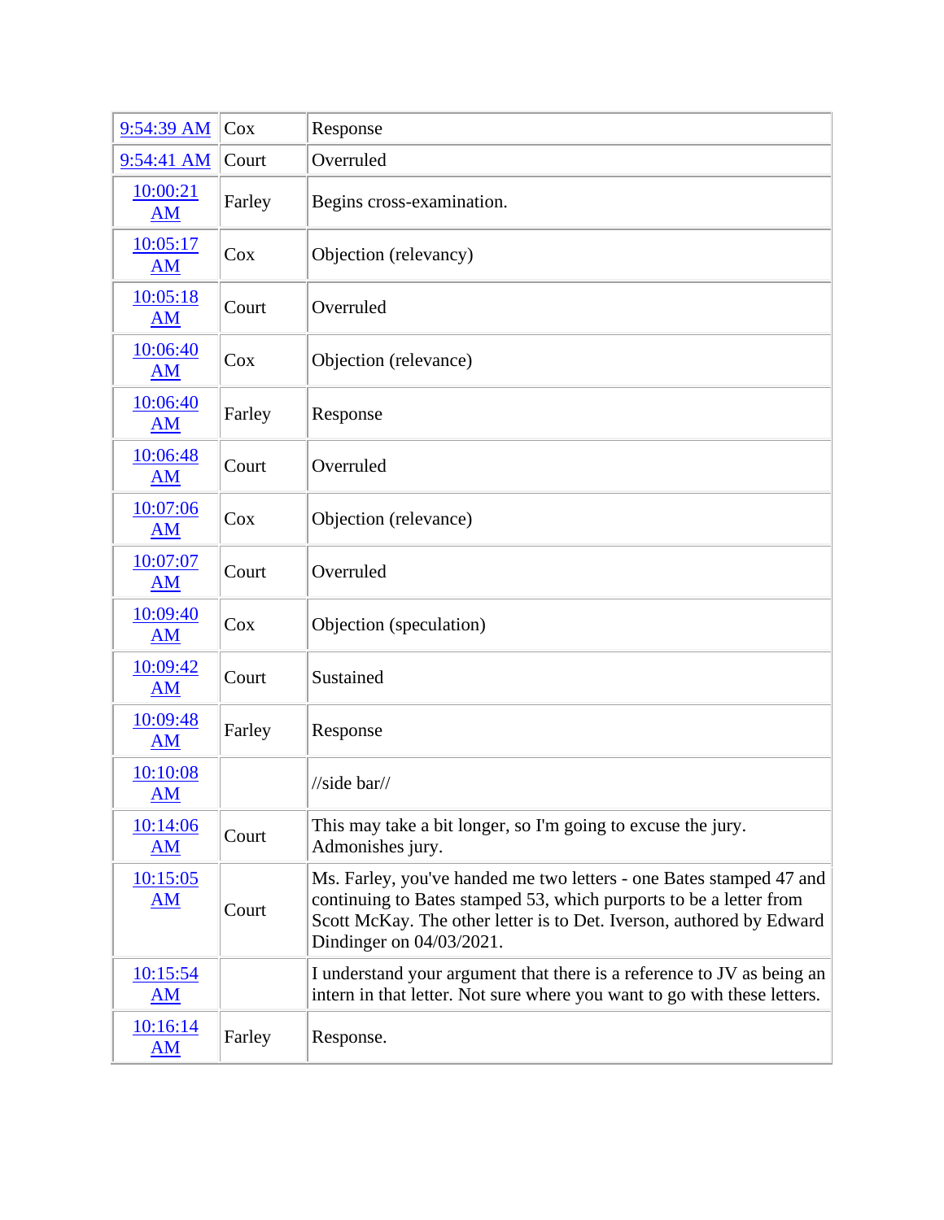| | | |
|---|---|---|
| 9:54:39 AM | Cox | Response |
| 9:54:41 AM | Court | Overruled |
| 10:00:21 AM | Farley | Begins cross-examination. |
| 10:05:17 AM | Cox | Objection (relevancy) |
| 10:05:18 AM | Court | Overruled |
| 10:06:40 AM | Cox | Objection (relevance) |
| 10:06:40 AM | Farley | Response |
| 10:06:48 AM | Court | Overruled |
| 10:07:06 AM | Cox | Objection (relevance) |
| 10:07:07 AM | Court | Overruled |
| 10:09:40 AM | Cox | Objection (speculation) |
| 10:09:42 AM | Court | Sustained |
| 10:09:48 AM | Farley | Response |
| 10:10:08 AM | | //side bar// |
| 10:14:06 AM | Court | This may take a bit longer, so I'm going to excuse the jury. Admonishes jury. |
| 10:15:05 AM | Court | Ms. Farley, you've handed me two letters - one Bates stamped 47 and continuing to Bates stamped 53, which purports to be a letter from Scott McKay. The other letter is to Det. Iverson, authored by Edward Dindinger on 04/03/2021. |
| 10:15:54 AM | | I understand your argument that there is a reference to JV as being an intern in that letter. Not sure where you want to go with these letters. |
| 10:16:14 AM | Farley | Response. |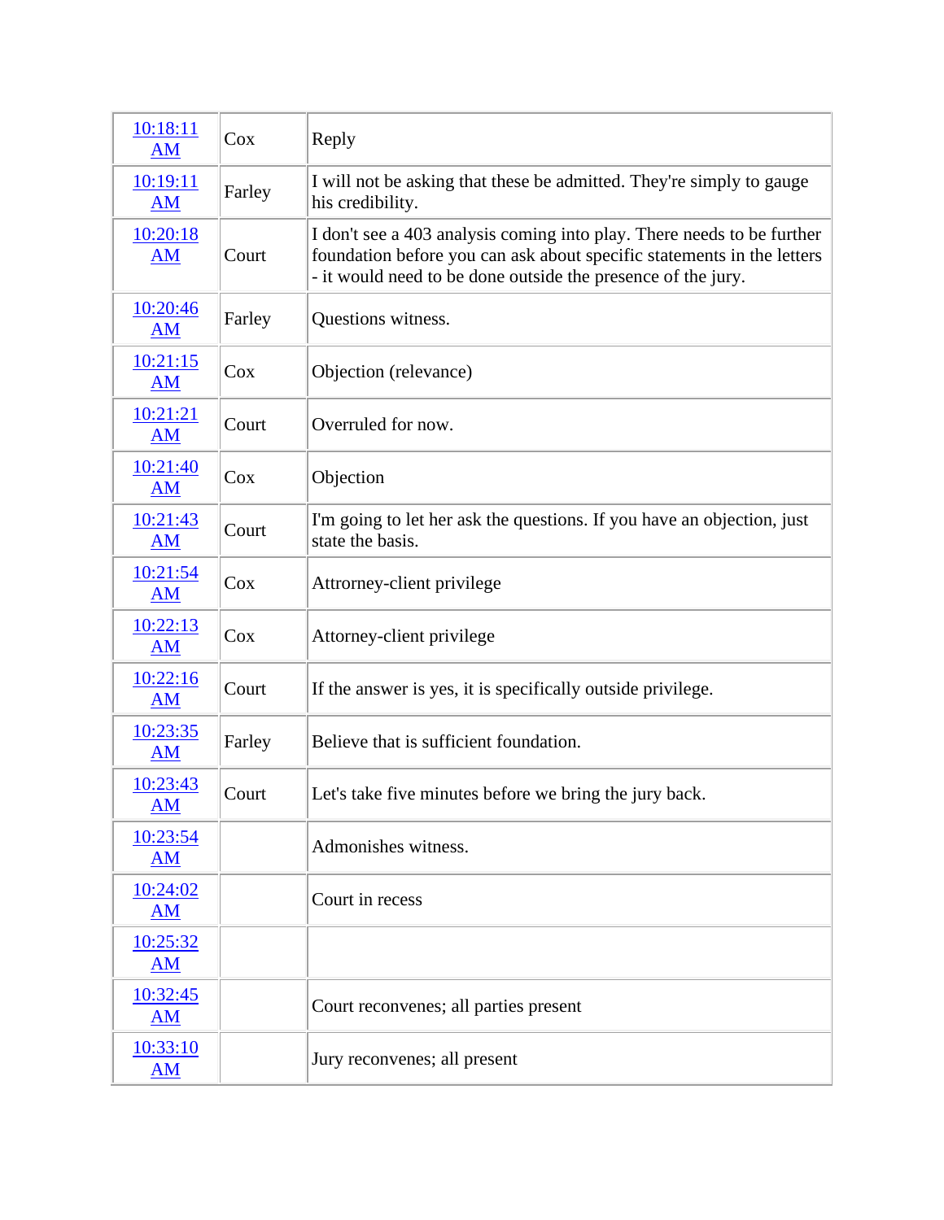| | | |
|---|---|---|
| 10:18:11 AM | Cox | Reply |
| 10:19:11 AM | Farley | I will not be asking that these be admitted. They're simply to gauge his credibility. |
| 10:20:18 AM | Court | I don't see a 403 analysis coming into play. There needs to be further foundation before you can ask about specific statements in the letters - it would need to be done outside the presence of the jury. |
| 10:20:46 AM | Farley | Questions witness. |
| 10:21:15 AM | Cox | Objection (relevance) |
| 10:21:21 AM | Court | Overruled for now. |
| 10:21:40 AM | Cox | Objection |
| 10:21:43 AM | Court | I'm going to let her ask the questions. If you have an objection, just state the basis. |
| 10:21:54 AM | Cox | Attrorney-client privilege |
| 10:22:13 AM | Cox | Attorney-client privilege |
| 10:22:16 AM | Court | If the answer is yes, it is specifically outside privilege. |
| 10:23:35 AM | Farley | Believe that is sufficient foundation. |
| 10:23:43 AM | Court | Let's take five minutes before we bring the jury back. |
| 10:23:54 AM | | Admonishes witness. |
| 10:24:02 AM | | Court in recess |
| 10:25:32 AM | | |
| 10:32:45 AM | | Court reconvenes; all parties present |
| 10:33:10 AM | | Jury reconvenes; all present |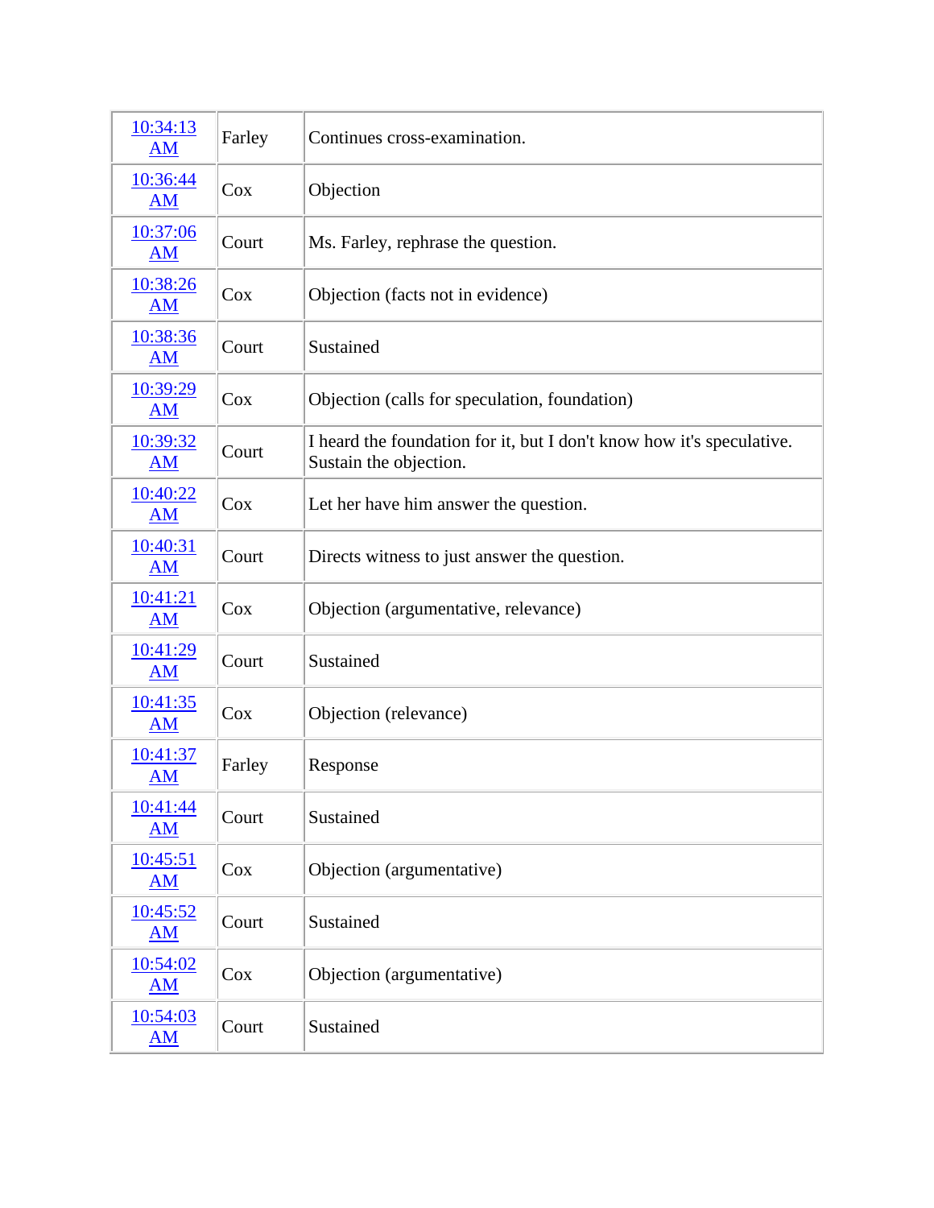| 10:34:13 AM | Farley | Continues cross-examination. |
|---|---|---|
| 10:36:44 AM | Cox | Objection |
| 10:37:06 AM | Court | Ms. Farley, rephrase the question. |
| 10:38:26 AM | Cox | Objection (facts not in evidence) |
| 10:38:36 AM | Court | Sustained |
| 10:39:29 AM | Cox | Objection (calls for speculation, foundation) |
| 10:39:32 AM | Court | I heard the foundation for it, but I don't know how it's speculative. Sustain the objection. |
| 10:40:22 AM | Cox | Let her have him answer the question. |
| 10:40:31 AM | Court | Directs witness to just answer the question. |
| 10:41:21 AM | Cox | Objection (argumentative, relevance) |
| 10:41:29 AM | Court | Sustained |
| 10:41:35 AM | Cox | Objection (relevance) |
| 10:41:37 AM | Farley | Response |
| 10:41:44 AM | Court | Sustained |
| 10:45:51 AM | Cox | Objection (argumentative) |
| 10:45:52 AM | Court | Sustained |
| 10:54:02 AM | Cox | Objection (argumentative) |
| 10:54:03 AM | Court | Sustained |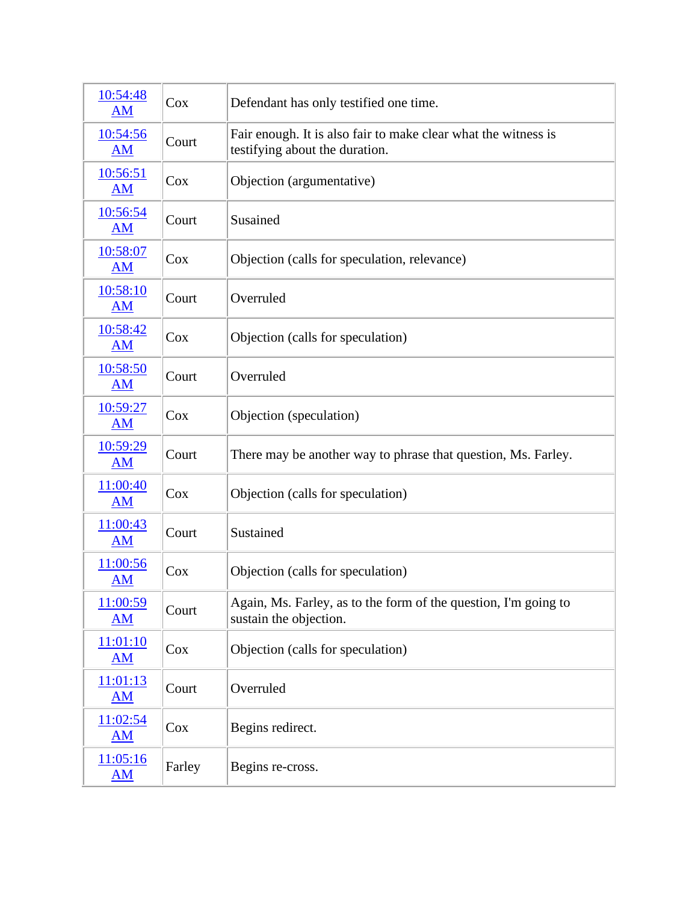| | | |
|---|---|---|
| 10:54:48 AM | Cox | Defendant has only testified one time. |
| 10:54:56 AM | Court | Fair enough. It is also fair to make clear what the witness is testifying about the duration. |
| 10:56:51 AM | Cox | Objection (argumentative) |
| 10:56:54 AM | Court | Susained |
| 10:58:07 AM | Cox | Objection (calls for speculation, relevance) |
| 10:58:10 AM | Court | Overruled |
| 10:58:42 AM | Cox | Objection (calls for speculation) |
| 10:58:50 AM | Court | Overruled |
| 10:59:27 AM | Cox | Objection (speculation) |
| 10:59:29 AM | Court | There may be another way to phrase that question, Ms. Farley. |
| 11:00:40 AM | Cox | Objection (calls for speculation) |
| 11:00:43 AM | Court | Sustained |
| 11:00:56 AM | Cox | Objection (calls for speculation) |
| 11:00:59 AM | Court | Again, Ms. Farley, as to the form of the question, I'm going to sustain the objection. |
| 11:01:10 AM | Cox | Objection (calls for speculation) |
| 11:01:13 AM | Court | Overruled |
| 11:02:54 AM | Cox | Begins redirect. |
| 11:05:16 AM | Farley | Begins re-cross. |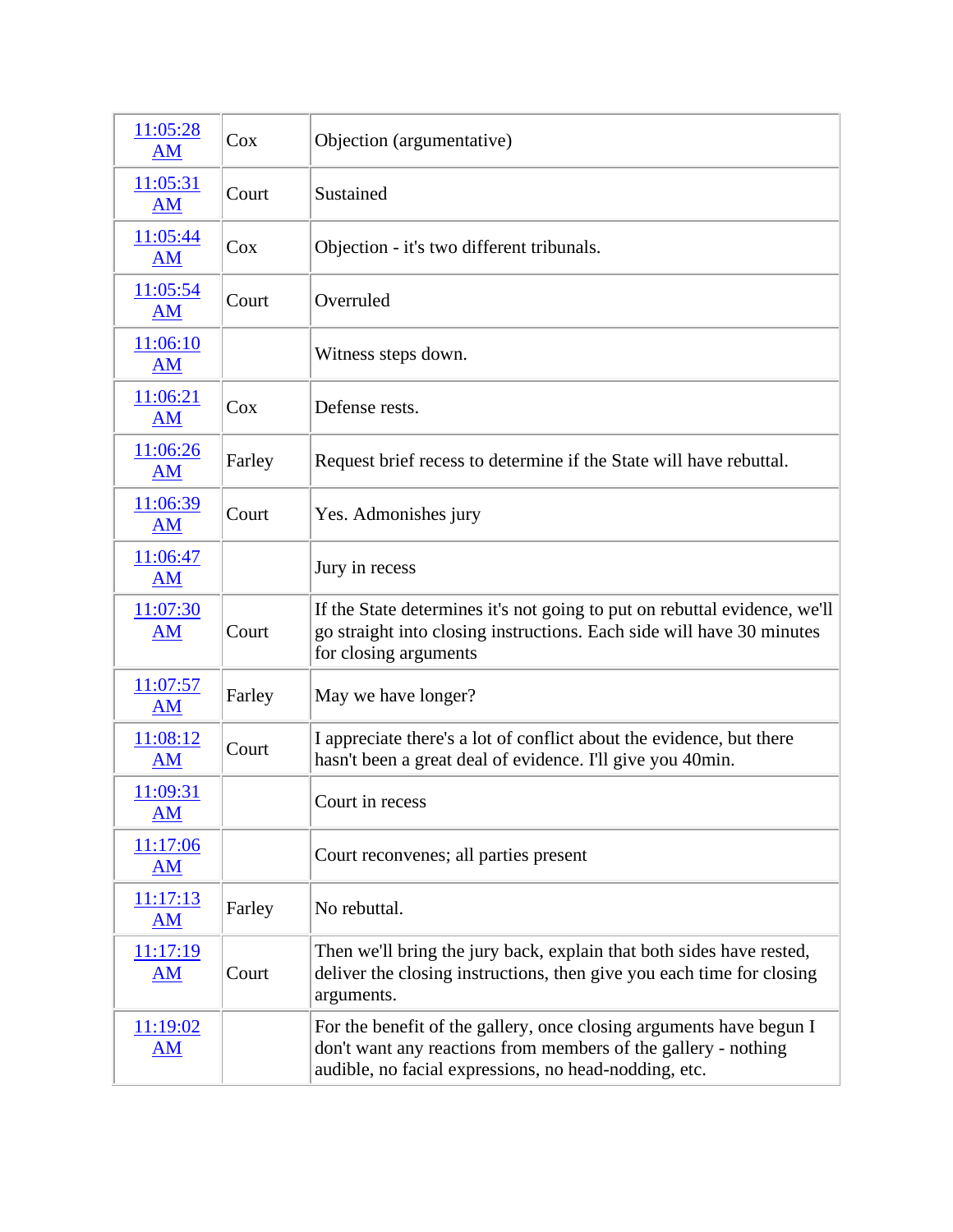| | | |
|---|---|---|
| 11:05:28 AM | Cox | Objection (argumentative) |
| 11:05:31 AM | Court | Sustained |
| 11:05:44 AM | Cox | Objection - it's two different tribunals. |
| 11:05:54 AM | Court | Overruled |
| 11:06:10 AM | | Witness steps down. |
| 11:06:21 AM | Cox | Defense rests. |
| 11:06:26 AM | Farley | Request brief recess to determine if the State will have rebuttal. |
| 11:06:39 AM | Court | Yes. Admonishes jury |
| 11:06:47 AM | | Jury in recess |
| 11:07:30 AM | Court | If the State determines it's not going to put on rebuttal evidence, we'll go straight into closing instructions. Each side will have 30 minutes for closing arguments |
| 11:07:57 AM | Farley | May we have longer? |
| 11:08:12 AM | Court | I appreciate there's a lot of conflict about the evidence, but there hasn't been a great deal of evidence. I'll give you 40min. |
| 11:09:31 AM | | Court in recess |
| 11:17:06 AM | | Court reconvenes; all parties present |
| 11:17:13 AM | Farley | No rebuttal. |
| 11:17:19 AM | Court | Then we'll bring the jury back, explain that both sides have rested, deliver the closing instructions, then give you each time for closing arguments. |
| 11:19:02 AM | | For the benefit of the gallery, once closing arguments have begun I don't want any reactions from members of the gallery - nothing audible, no facial expressions, no head-nodding, etc. |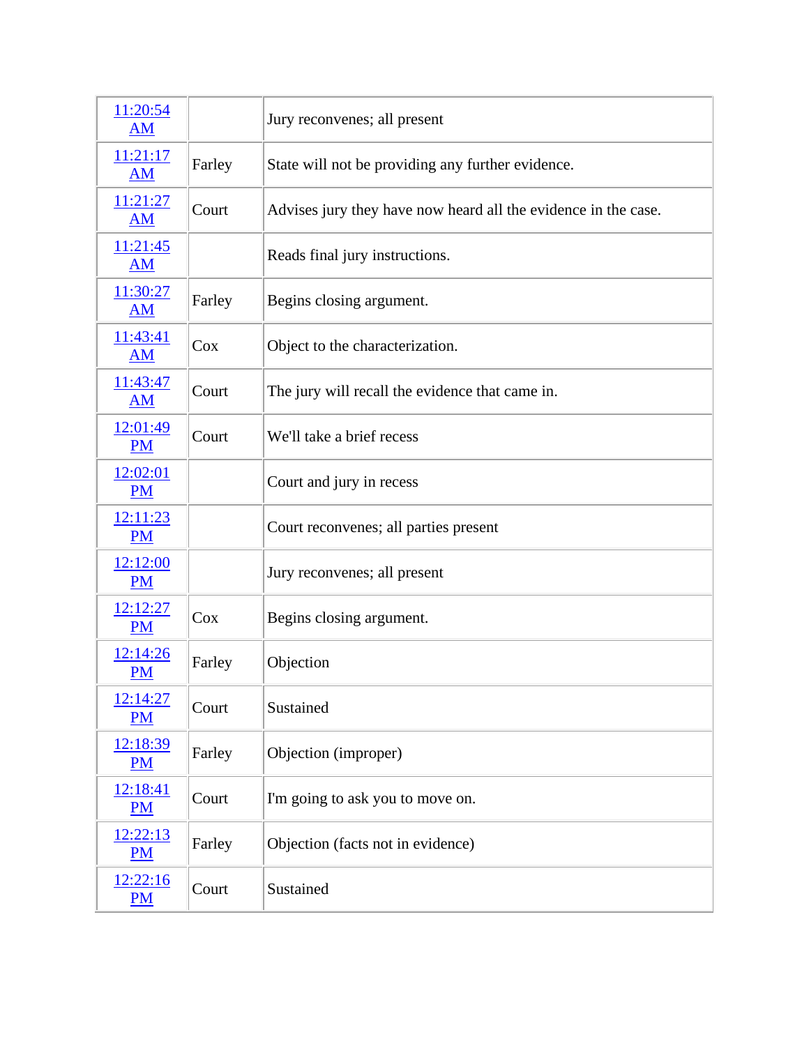| | | |
|---|---|---|
| 11:20:54 AM | | Jury reconvenes; all present |
| 11:21:17 AM | Farley | State will not be providing any further evidence. |
| 11:21:27 AM | Court | Advises jury they have now heard all the evidence in the case. |
| 11:21:45 AM | | Reads final jury instructions. |
| 11:30:27 AM | Farley | Begins closing argument. |
| 11:43:41 AM | Cox | Object to the characterization. |
| 11:43:47 AM | Court | The jury will recall the evidence that came in. |
| 12:01:49 PM | Court | We'll take a brief recess |
| 12:02:01 PM | | Court and jury in recess |
| 12:11:23 PM | | Court reconvenes; all parties present |
| 12:12:00 PM | | Jury reconvenes; all present |
| 12:12:27 PM | Cox | Begins closing argument. |
| 12:14:26 PM | Farley | Objection |
| 12:14:27 PM | Court | Sustained |
| 12:18:39 PM | Farley | Objection (improper) |
| 12:18:41 PM | Court | I'm going to ask you to move on. |
| 12:22:13 PM | Farley | Objection (facts not in evidence) |
| 12:22:16 PM | Court | Sustained |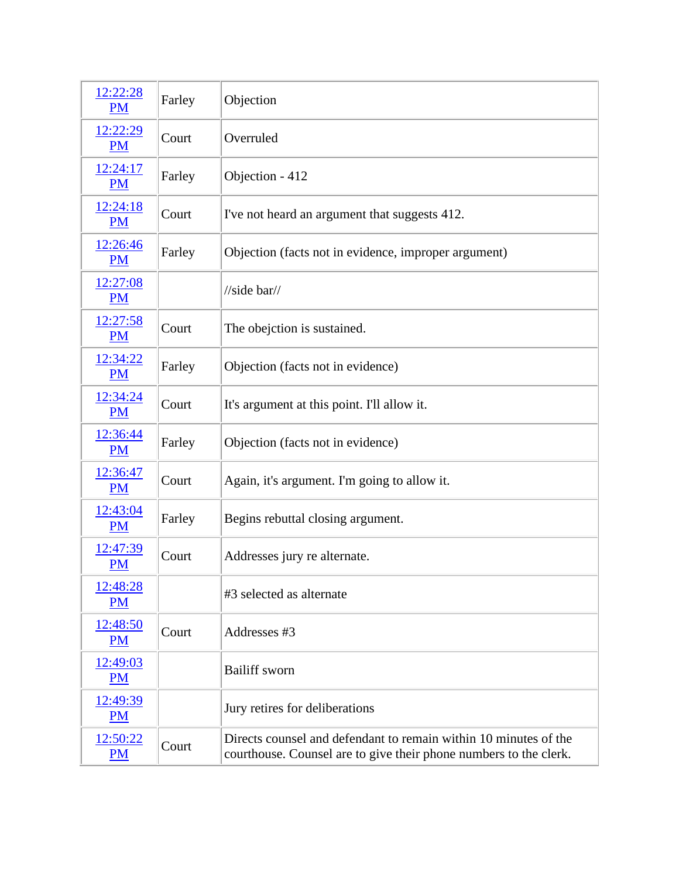| | | |
|---|---|---|
| 12:22:28 PM | Farley | Objection |
| 12:22:29 PM | Court | Overruled |
| 12:24:17 PM | Farley | Objection - 412 |
| 12:24:18 PM | Court | I've not heard an argument that suggests 412. |
| 12:26:46 PM | Farley | Objection (facts not in evidence, improper argument) |
| 12:27:08 PM | | //side bar// |
| 12:27:58 PM | Court | The obejction is sustained. |
| 12:34:22 PM | Farley | Objection (facts not in evidence) |
| 12:34:24 PM | Court | It's argument at this point. I'll allow it. |
| 12:36:44 PM | Farley | Objection (facts not in evidence) |
| 12:36:47 PM | Court | Again, it's argument. I'm going to allow it. |
| 12:43:04 PM | Farley | Begins rebuttal closing argument. |
| 12:47:39 PM | Court | Addresses jury re alternate. |
| 12:48:28 PM | | #3 selected as alternate |
| 12:48:50 PM | Court | Addresses #3 |
| 12:49:03 PM | | Bailiff sworn |
| 12:49:39 PM | | Jury retires for deliberations |
| 12:50:22 PM | Court | Directs counsel and defendant to remain within 10 minutes of the courthouse. Counsel are to give their phone numbers to the clerk. |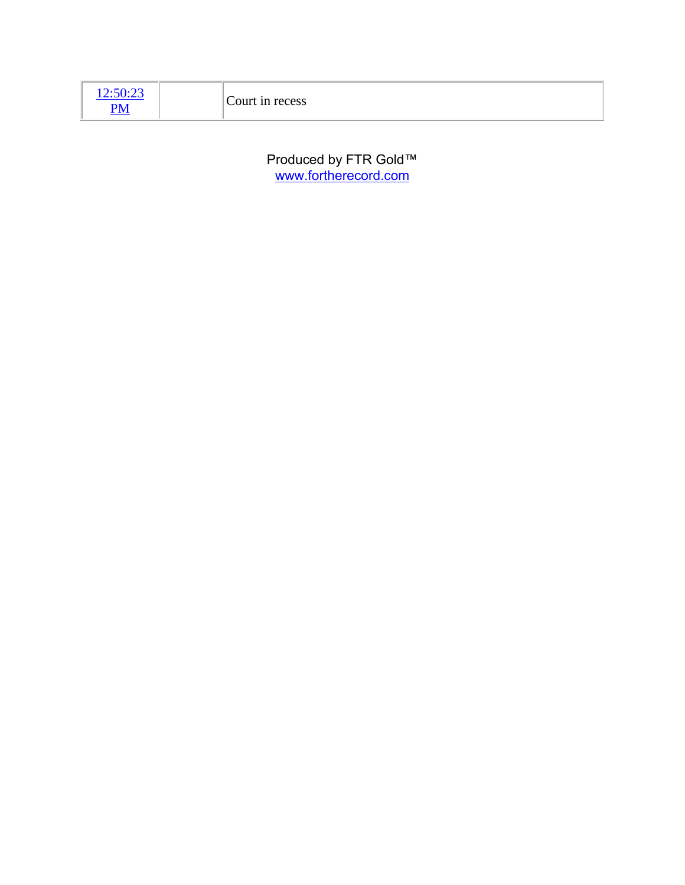| | | |
|---|---|---|
| 12:50:23 PM | | Court in recess |

Produced by FTR Gold™
www.fortherecord.com